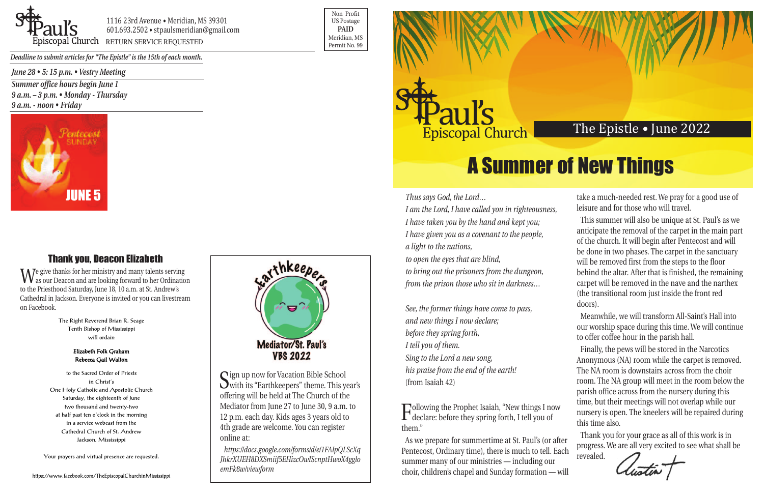St. Paul's Episcopal Church

1116 23rd Avenue • Meridian, MS 39301
601.693.2502 • stpaulsmeridian@gmail.com
RETURN SERVICE REQUESTED

Non Profit
US Postage
**PAID**
Meridian, MS
Permit No. 99

*Deadline to submit articles for "The Epistle" is the 15th of each month.*

*June 28 • 5: 15 p.m. • Vestry Meeting*

*Summer office hours begin June 1*
*9 a.m. – 3 p.m. • Monday - Thursday*
*9 a.m. - noon • Friday*

Pentecost SUNDAY
JUNE 5

## Thank you, Deacon Elizabeth

We give thanks for her ministry and many talents serving as our Deacon and are looking forward to her Ordination to the Priesthood Saturday, June 18, 10 a.m. at St. Andrew's Cathedral in Jackson. Everyone is invited or you can livestream on Facebook.

The Right Reverend Brian R. Seage
Tenth Bishop of Mississippi
will ordain

**Elizabeth Folk Graham**
**Rebecca Gail Walton**

to the Sacred Order of Priests
in Christ's
One Holy Catholic and Apostolic Church
Saturday, the eighteenth of June
two thousand and twenty-two
at half past ten o'clock in the morning
in a service webcast from the
Cathedral Church of St. Andrew
Jackson, Mississippi

Your prayers and virtual presence are requested.

https://www.facebook.com/TheEpiscopalChurchinMississippi

Earthkeepers
Mediator/St. Paul's
VBS 2022

Sign up now for Vacation Bible School with its "Earthkeepers" theme. This year's offering will be held at The Church of the Mediator from June 27 to June 30, 9 a.m. to 12 p.m. each day. Kids ages 3 years old to 4th grade are welcome. You can register online at:

*https://docs.google.com/forms/d/e/1FAIpQLScXqJhkrXUEH8DXSmiif5EHizcOwIScnptHwoX4ggloemFk8w/viewform*

St. Paul's Episcopal Church

The Epistle • June 2022

# A Summer of New Things

*Thus says God, the Lord…*
*I am the Lord, I have called you in righteousness,*
*I have taken you by the hand and kept you;*
*I have given you as a covenant to the people,*
*a light to the nations,*
*to open the eyes that are blind,*
*to bring out the prisoners from the dungeon,*
*from the prison those who sit in darkness…*

*See, the former things have come to pass,*
*and new things I now declare;*
*before they spring forth,*
*I tell you of them.*
*Sing to the Lord a new song,*
*his praise from the end of the earth!*
(from Isaiah 42)

Following the Prophet Isaiah, "New things I now declare: before they spring forth, I tell you of them."

As we prepare for summertime at St. Paul's (or after Pentecost, Ordinary time), there is much to tell. Each summer many of our ministries — including our choir, children's chapel and Sunday formation — will take a much-needed rest. We pray for a good use of leisure and for those who will travel.

This summer will also be unique at St. Paul's as we anticipate the removal of the carpet in the main part of the church. It will begin after Pentecost and will be done in two phases. The carpet in the sanctuary will be removed first from the steps to the floor behind the altar. After that is finished, the remaining carpet will be removed in the nave and the narthex (the transitional room just inside the front red doors).

Meanwhile, we will transform All-Saint's Hall into our worship space during this time. We will continue to offer coffee hour in the parish hall.

Finally, the pews will be stored in the Narcotics Anonymous (NA) room while the carpet is removed. The NA room is downstairs across from the choir room. The NA group will meet in the room below the parish office across from the nursery during this time, but their meetings will not overlap while our nursery is open. The kneelers will be repaired during this time also.

Thank you for your grace as all of this work is in progress. We are all very excited to see what shall be revealed.

Austin +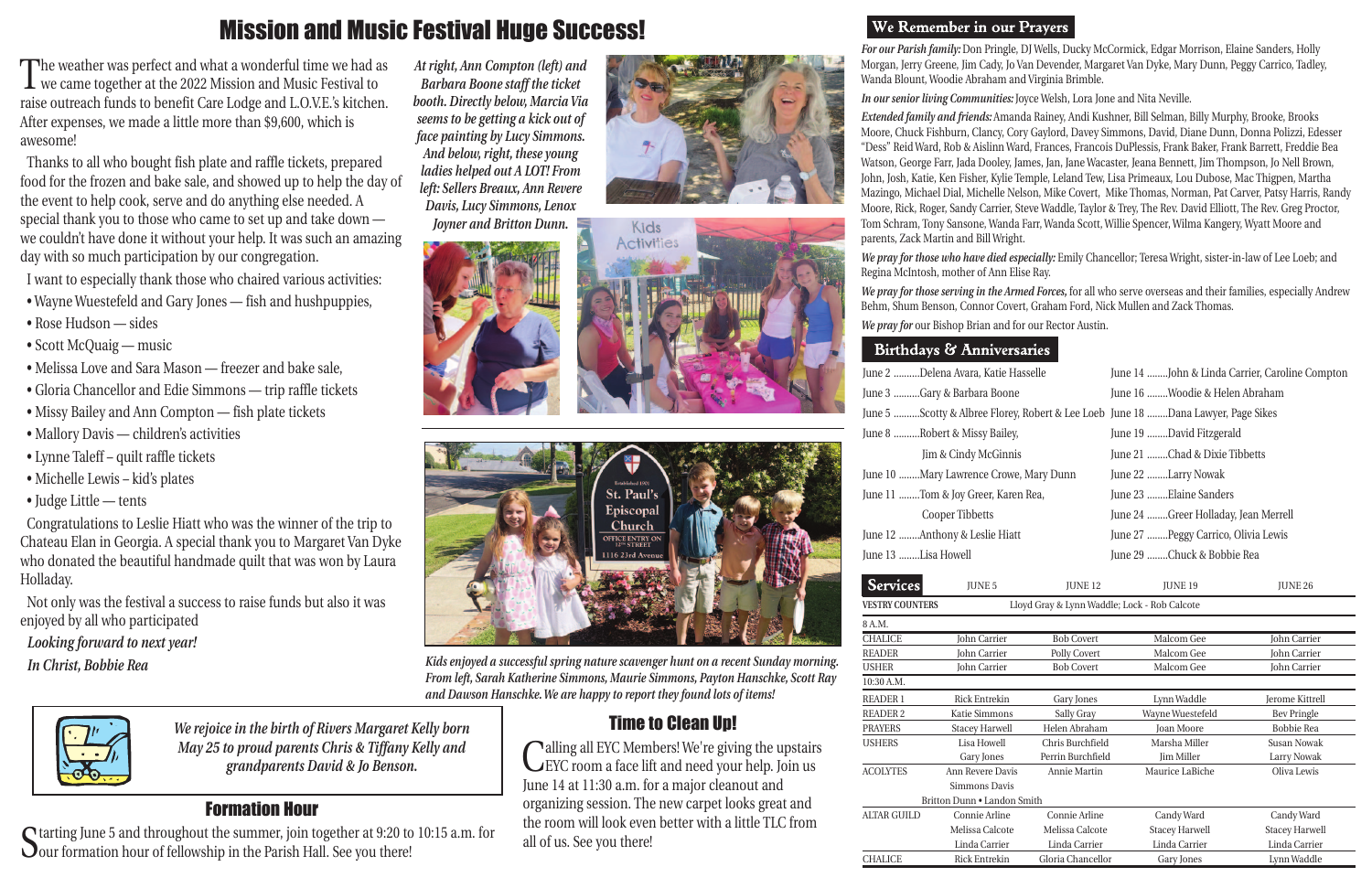# Mission and Music Festival Huge Success!

The weather was perfect and what a wonderful time we had as we came together at the 2022 Mission and Music Festival to raise outreach funds to benefit Care Lodge and L.O.V.E.'s kitchen. After expenses, we made a little more than $9,600, which is awesome!

Thanks to all who bought fish plate and raffle tickets, prepared food for the frozen and bake sale, and showed up to help the day of the event to help cook, serve and do anything else needed. A special thank you to those who came to set up and take down — we couldn't have done it without your help. It was such an amazing day with so much participation by our congregation.

I want to especially thank those who chaired various activities:

- Wayne Wuestefeld and Gary Jones — fish and hushpuppies,
- Rose Hudson — sides
- Scott McQuaig — music
- Melissa Love and Sara Mason — freezer and bake sale,
- Gloria Chancellor and Edie Simmons — trip raffle tickets
- Missy Bailey and Ann Compton — fish plate tickets
- Mallory Davis — children's activities
- Lynne Taleff – quilt raffle tickets
- Michelle Lewis – kid's plates
- Judge Little — tents

Congratulations to Leslie Hiatt who was the winner of the trip to Chateau Elan in Georgia. A special thank you to Margaret Van Dyke who donated the beautiful handmade quilt that was won by Laura Holladay.

Not only was the festival a success to raise funds but also it was enjoyed by all who participated

*Looking forward to next year!*

*In Christ, Bobbie Rea*

*At right, Ann Compton (left) and Barbara Boone staff the ticket booth. Directly below, Marcia Via seems to be getting a kick out of face painting by Lucy Simmons. And below, right, these young ladies helped out A LOT! From left: Sellers Breaux, Ann Revere Davis, Lucy Simmons, Lenox Joyner and Britton Dunn.*

*Kids enjoyed a successful spring nature scavenger hunt on a recent Sunday morning. From left, Sarah Katherine Simmons, Maurie Simmons, Payton Hanschke, Scott Ray and Dawson Hanschke. We are happy to report they found lots of items!*

*We rejoice in the birth of Rivers Margaret Kelly born May 25 to proud parents Chris & Tiffany Kelly and grandparents David & Jo Benson.*

## Formation Hour

Starting June 5 and throughout the summer, join together at 9:20 to 10:15 a.m. for our formation hour of fellowship in the Parish Hall. See you there!

## Time to Clean Up!

Calling all EYC Members! We're giving the upstairs EYC room a face lift and need your help. Join us June 14 at 11:30 a.m. for a major cleanout and organizing session. The new carpet looks great and the room will look even better with a little TLC from all of us. See you there!

## We Remember in our Prayers

***For our Parish family:*** Don Pringle, DJ Wells, Ducky McCormick, Edgar Morrison, Elaine Sanders, Holly Morgan, Jerry Greene, Jim Cady, Jo Van Devender, Margaret Van Dyke, Mary Dunn, Peggy Carrico, Tadley, Wanda Blount, Woodie Abraham and Virginia Brimble.

***In our senior living Communities:*** Joyce Welsh, Lora Jone and Nita Neville.

***Extended family and friends:*** Amanda Rainey, Andi Kushner, Bill Selman, Billy Murphy, Brooke, Brooks Moore, Chuck Fishburn, Clancy, Cory Gaylord, Davey Simmons, David, Diane Dunn, Donna Polizzi, Edesser "Dess" Reid Ward, Rob & Aislinn Ward, Frances, Francois DuPlessis, Frank Baker, Frank Barrett, Freddie Bea Watson, George Farr, Jada Dooley, James, Jan, Jane Wacaster, Jeana Bennett, Jim Thompson, Jo Nell Brown, John, Josh, Katie, Ken Fisher, Kylie Temple, Leland Tew, Lisa Primeaux, Lou Dubose, Mac Thigpen, Martha Mazingo, Michael Dial, Michelle Nelson, Mike Covert, Mike Thomas, Norman, Pat Carver, Patsy Harris, Randy Moore, Rick, Roger, Sandy Carrier, Steve Waddle, Taylor & Trey, The Rev. David Elliott, The Rev. Greg Proctor, Tom Schram, Tony Sansone, Wanda Farr, Wanda Scott, Willie Spencer, Wilma Kangery, Wyatt Moore and parents, Zack Martin and Bill Wright.

***We pray for those who have died especially:*** Emily Chancellor; Teresa Wright, sister-in-law of Lee Loeb; and Regina McIntosh, mother of Ann Elise Ray.

***We pray for those serving in the Armed Forces,*** for all who serve overseas and their families, especially Andrew Behm, Shum Benson, Connor Covert, Graham Ford, Nick Mullen and Zack Thomas.

***We pray for*** our Bishop Brian and for our Rector Austin.

## Birthdays & Anniversaries

June 2 ..........Delena Avara, Katie Hasselle
June 3 ..........Gary & Barbara Boone
June 5 ..........Scotty & Albree Florey, Robert & Lee Loeb
June 8 ..........Robert & Missy Bailey, Jim & Cindy McGinnis
June 10 ........Mary Lawrence Crowe, Mary Dunn
June 11 ........Tom & Joy Greer, Karen Rea, Cooper Tibbetts
June 12 ........Anthony & Leslie Hiatt
June 13 ........Lisa Howell
June 14 ........John & Linda Carrier, Caroline Compton
June 16 ........Woodie & Helen Abraham
June 18 ........Dana Lawyer, Page Sikes
June 19 ........David Fitzgerald
June 21 ........Chad & Dixie Tibbetts
June 22 ........Larry Nowak
June 23 ........Elaine Sanders
June 24 ........Greer Holladay, Jean Merrell
June 27 ........Peggy Carrico, Olivia Lewis
June 29 ........Chuck & Bobbie Rea

## Services

| Services | JUNE 5 | JUNE 12 | JUNE 19 | JUNE 26 |
|---|---|---|---|---|
| VESTRY COUNTERS | Lloyd Gray & Lynn Waddle; Lock - Rob Calcote | | | |
| 8 A.M. | | | | |
| CHALICE | John Carrier | Bob Covert | Malcom Gee | John Carrier |
| READER | John Carrier | Polly Covert | Malcom Gee | John Carrier |
| USHER | John Carrier | Bob Covert | Malcom Gee | John Carrier |
| 10:30 A.M. | | | | |
| READER 1 | Rick Entrekin | Gary Jones | Lynn Waddle | Jerome Kittrell |
| READER 2 | Katie Simmons | Sally Gray | Wayne Wuestefeld | Bev Pringle |
| PRAYERS | Stacey Harwell | Helen Abraham | Joan Moore | Bobbie Rea |
| USHERS | Lisa Howell, Gary Jones | Chris Burchfield, Perrin Burchfield | Marsha Miller, Jim Miller | Susan Nowak, Larry Nowak |
| ACOLYTES | Ann Revere Davis, Simmons Davis, Britton Dunn • Landon Smith | Annie Martin | Maurice LaBiche | Oliva Lewis |
| ALTAR GUILD | Connie Arline, Melissa Calcote, Linda Carrier | Connie Arline, Melissa Calcote, Linda Carrier | Candy Ward, Stacey Harwell, Linda Carrier | Candy Ward, Stacey Harwell, Linda Carrier |
| CHALICE | Rick Entrekin | Gloria Chancellor | Gary Jones | Lynn Waddle |